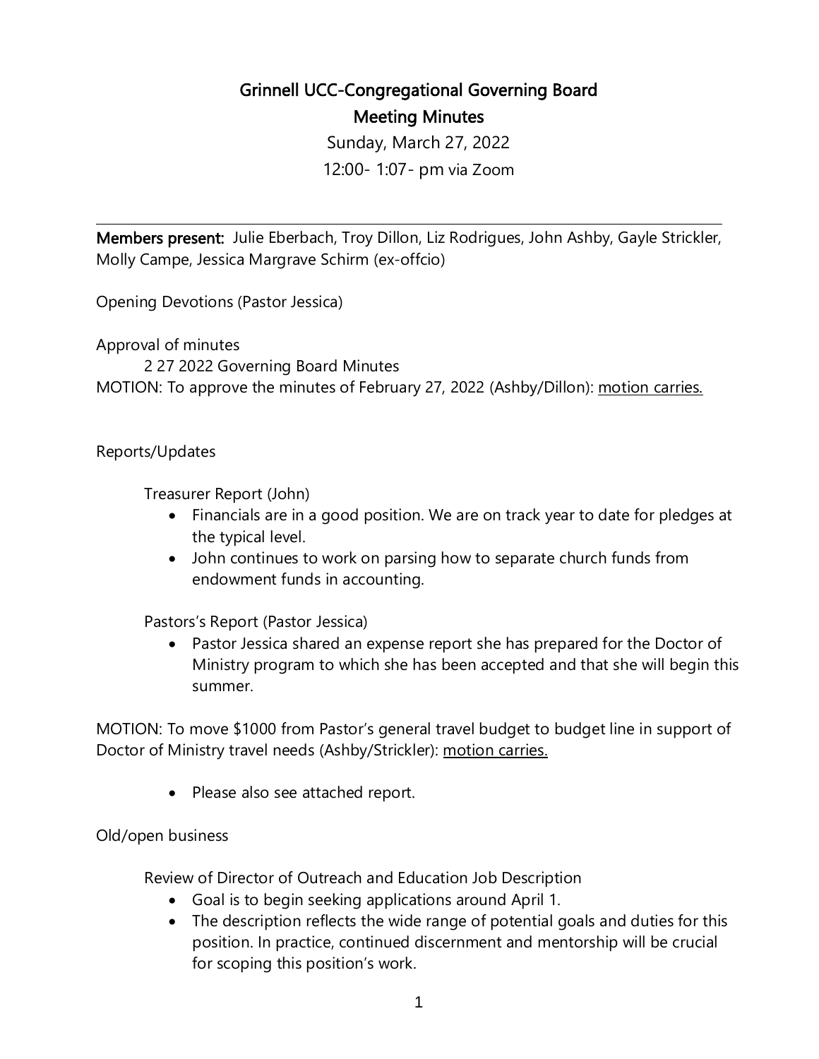# Grinnell UCC-Congregational Governing Board
## Meeting Minutes

Sunday, March 27, 2022

12:00- 1:07- pm via Zoom

---

**Members present:** Julie Eberbach, Troy Dillon, Liz Rodrigues, John Ashby, Gayle Strickler, Molly Campe, Jessica Margrave Schirm (ex-offcio)

Opening Devotions (Pastor Jessica)

Approval of minutes

2 27 2022 Governing Board Minutes

MOTION: To approve the minutes of February 27, 2022 (Ashby/Dillon): motion carries.

Reports/Updates

Treasurer Report (John)

- Financials are in a good position. We are on track year to date for pledges at the typical level.
- John continues to work on parsing how to separate church funds from endowment funds in accounting.

Pastors's Report (Pastor Jessica)

- Pastor Jessica shared an expense report she has prepared for the Doctor of Ministry program to which she has been accepted and that she will begin this summer.

MOTION: To move $1000 from Pastor's general travel budget to budget line in support of Doctor of Ministry travel needs (Ashby/Strickler): motion carries.

- Please also see attached report.

Old/open business

Review of Director of Outreach and Education Job Description

- Goal is to begin seeking applications around April 1.
- The description reflects the wide range of potential goals and duties for this position. In practice, continued discernment and mentorship will be crucial for scoping this position's work.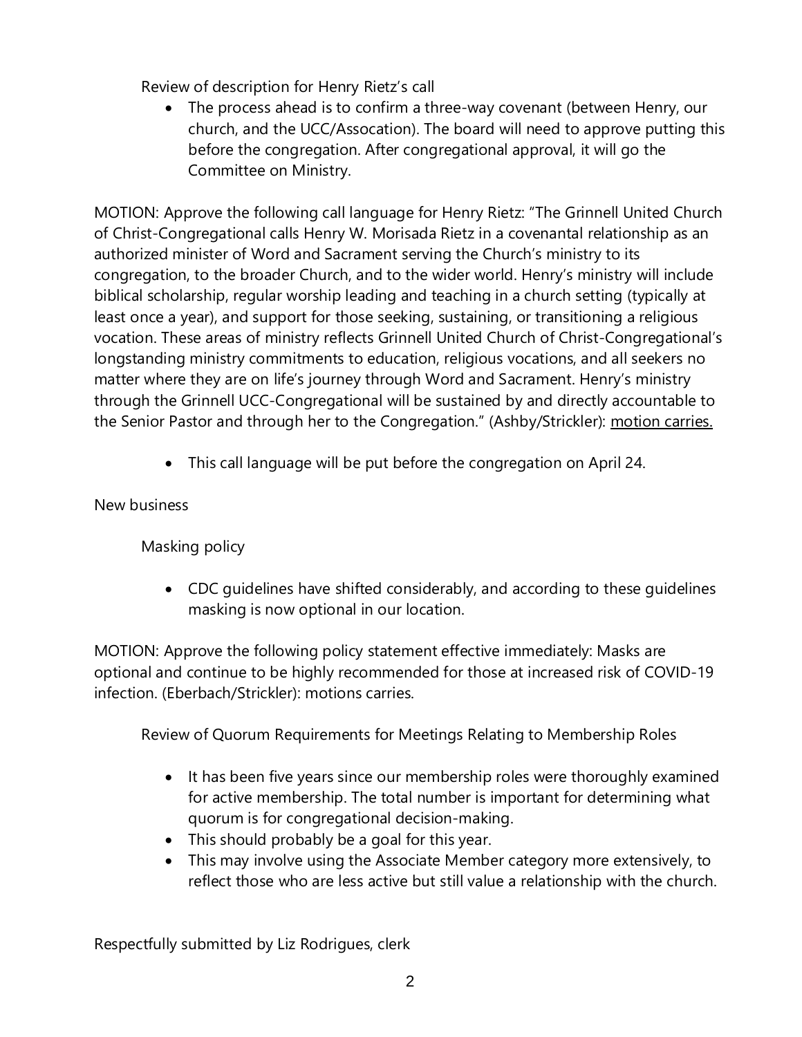Review of description for Henry Rietz's call

- The process ahead is to confirm a three-way covenant (between Henry, our church, and the UCC/Assocation). The board will need to approve putting this before the congregation. After congregational approval, it will go the Committee on Ministry.

MOTION: Approve the following call language for Henry Rietz: "The Grinnell United Church of Christ-Congregational calls Henry W. Morisada Rietz in a covenantal relationship as an authorized minister of Word and Sacrament serving the Church's ministry to its congregation, to the broader Church, and to the wider world. Henry's ministry will include biblical scholarship, regular worship leading and teaching in a church setting (typically at least once a year), and support for those seeking, sustaining, or transitioning a religious vocation. These areas of ministry reflects Grinnell United Church of Christ-Congregational's longstanding ministry commitments to education, religious vocations, and all seekers no matter where they are on life's journey through Word and Sacrament. Henry's ministry through the Grinnell UCC-Congregational will be sustained by and directly accountable to the Senior Pastor and through her to the Congregation." (Ashby/Strickler): <u>motion carries.</u>

- This call language will be put before the congregation on April 24.

New business

Masking policy

- CDC guidelines have shifted considerably, and according to these guidelines masking is now optional in our location.

MOTION: Approve the following policy statement effective immediately: Masks are optional and continue to be highly recommended for those at increased risk of COVID-19 infection. (Eberbach/Strickler): motions carries.

Review of Quorum Requirements for Meetings Relating to Membership Roles

- It has been five years since our membership roles were thoroughly examined for active membership. The total number is important for determining what quorum is for congregational decision-making.
- This should probably be a goal for this year.
- This may involve using the Associate Member category more extensively, to reflect those who are less active but still value a relationship with the church.

Respectfully submitted by Liz Rodrigues, clerk